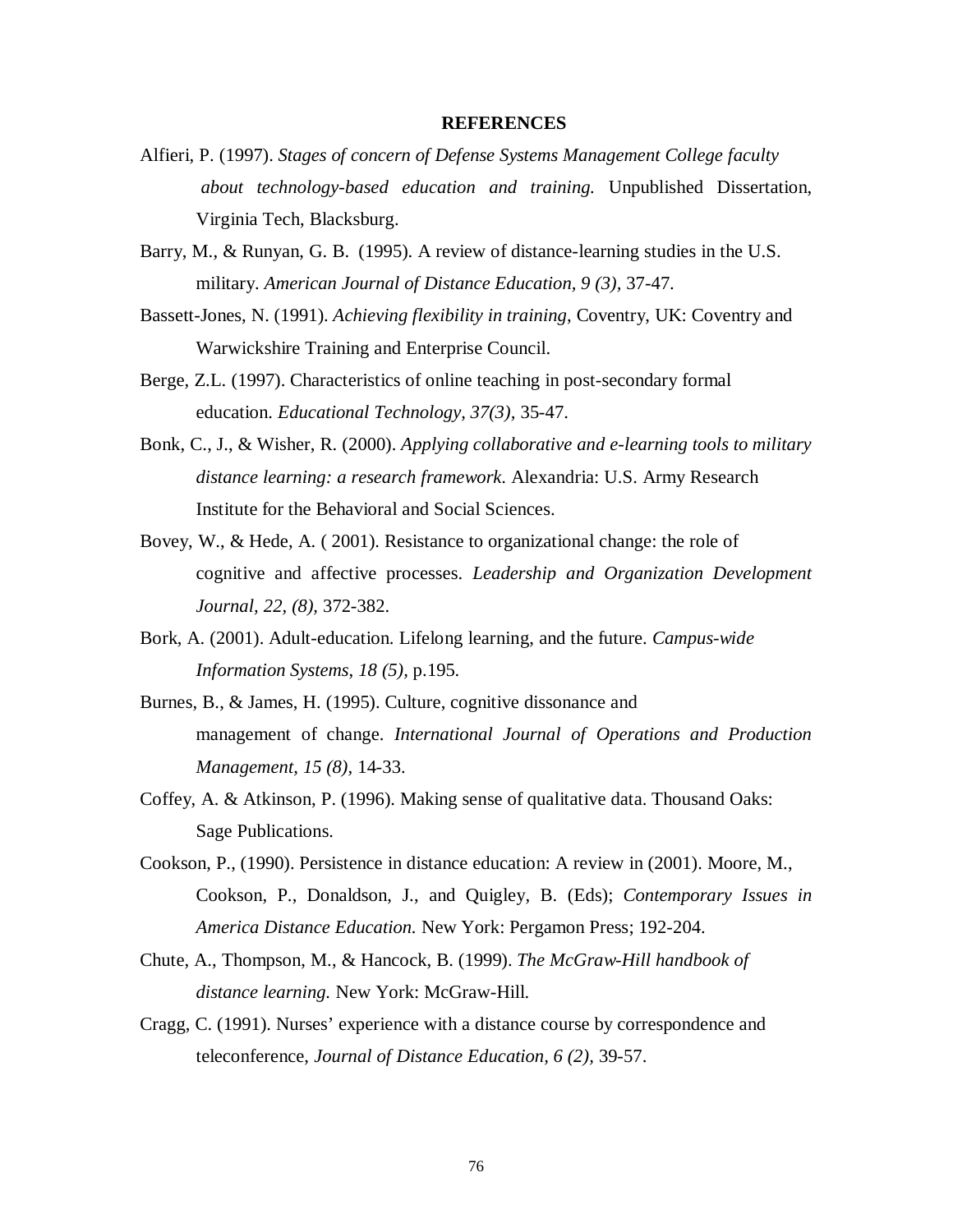## REFERENCES

Alfieri, P. (1997). *Stages of concern of Defense Systems Management College faculty about technology-based education and training.* Unpublished Dissertation, Virginia Tech, Blacksburg.

Barry, M., & Runyan, G. B. (1995). A review of distance-learning studies in the U.S. military. *American Journal of Distance Education, 9 (3),* 37-47.

Bassett-Jones, N. (1991). *Achieving flexibility in training*, Coventry, UK: Coventry and Warwickshire Training and Enterprise Council.

Berge, Z.L. (1997). Characteristics of online teaching in post-secondary formal education. *Educational Technology, 37(3),* 35-47.

Bonk, C., J., & Wisher, R. (2000). *Applying collaborative and e-learning tools to military distance learning: a research framework.* Alexandria: U.S. Army Research Institute for the Behavioral and Social Sciences.

Bovey, W., & Hede, A. ( 2001). Resistance to organizational change: the role of cognitive and affective processes. *Leadership and Organization Development Journal, 22, (8),* 372-382.

Bork, A. (2001). Adult-education. Lifelong learning, and the future. *Campus-wide Information Systems, 18 (5),* p.195.

Burnes, B., & James, H. (1995). Culture, cognitive dissonance and management of change. *International Journal of Operations and Production Management, 15 (8),* 14-33.

Coffey, A. & Atkinson, P. (1996). Making sense of qualitative data. Thousand Oaks: Sage Publications.

Cookson, P., (1990). Persistence in distance education: A review in (2001). Moore, M., Cookson, P., Donaldson, J., and Quigley, B. (Eds); *Contemporary Issues in America Distance Education.* New York: Pergamon Press; 192-204.

Chute, A., Thompson, M., & Hancock, B. (1999). *The McGraw-Hill handbook of distance learning.* New York: McGraw-Hill.

Cragg, C. (1991). Nurses' experience with a distance course by correspondence and teleconference, *Journal of Distance Education, 6 (2),* 39-57.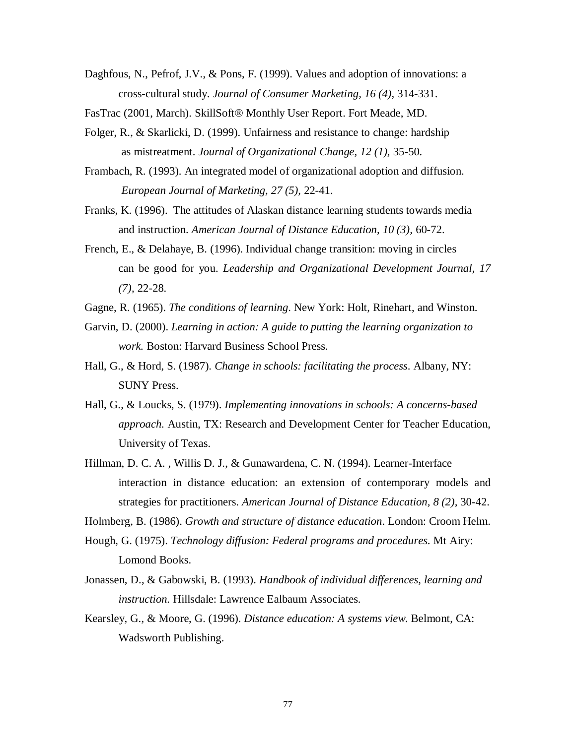Daghfous, N., Pefrof, J.V., & Pons, F. (1999). Values and adoption of innovations: a cross-cultural study. *Journal of Consumer Marketing, 16 (4),* 314-331.

FasTrac (2001, March). SkillSoft® Monthly User Report. Fort Meade, MD.

Folger, R., & Skarlicki, D. (1999). Unfairness and resistance to change: hardship as mistreatment. *Journal of Organizational Change, 12 (1),* 35-50.

Frambach, R. (1993). An integrated model of organizational adoption and diffusion. *European Journal of Marketing, 27 (5),* 22-41.

Franks, K. (1996). The attitudes of Alaskan distance learning students towards media and instruction. *American Journal of Distance Education, 10 (3),* 60-72.

French, E., & Delahaye, B. (1996). Individual change transition: moving in circles can be good for you. *Leadership and Organizational Development Journal, 17 (7),* 22-28.

Gagne, R. (1965). *The conditions of learning*. New York: Holt, Rinehart, and Winston.

Garvin, D. (2000). *Learning in action: A guide to putting the learning organization to work.* Boston: Harvard Business School Press.

Hall, G., & Hord, S. (1987). *Change in schools: facilitating the process*. Albany, NY: SUNY Press.

Hall, G., & Loucks, S. (1979). *Implementing innovations in schools: A concerns-based approach.* Austin, TX: Research and Development Center for Teacher Education, University of Texas.

Hillman, D. C. A. , Willis D. J., & Gunawardena, C. N. (1994). Learner-Interface interaction in distance education: an extension of contemporary models and strategies for practitioners. *American Journal of Distance Education, 8 (2),* 30-42.

Holmberg, B. (1986). *Growth and structure of distance education*. London: Croom Helm.

Hough, G. (1975). *Technology diffusion: Federal programs and procedures*. Mt Airy: Lomond Books.

Jonassen, D., & Gabowski, B. (1993). *Handbook of individual differences, learning and instruction.* Hillsdale: Lawrence Ealbaum Associates.

Kearsley, G., & Moore, G. (1996). *Distance education: A systems view*. Belmont, CA: Wadsworth Publishing.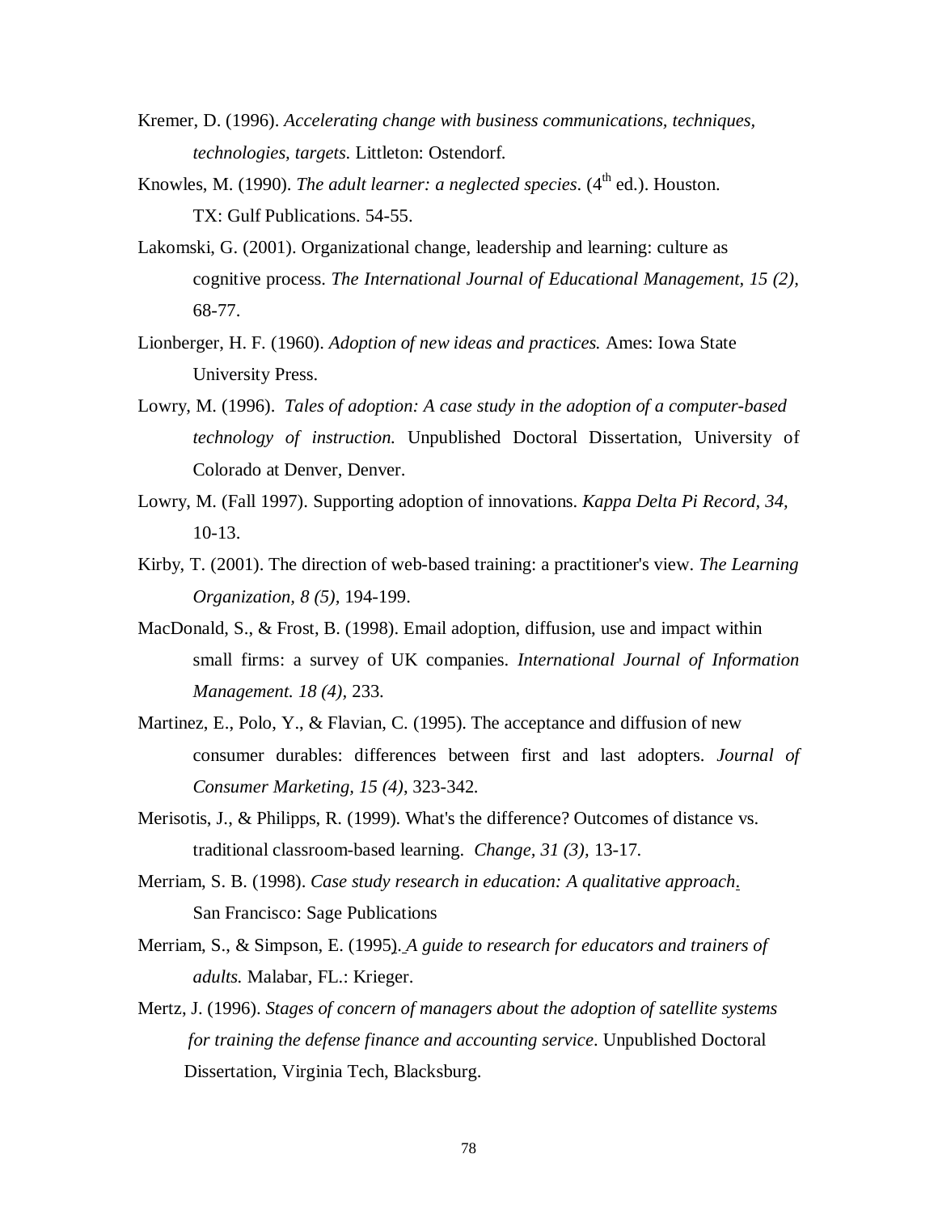Kremer, D. (1996). *Accelerating change with business communications, techniques, technologies, targets*. Littleton: Ostendorf.

Knowles, M. (1990). *The adult learner: a neglected species*. (4th ed.). Houston. TX: Gulf Publications. 54-55.

Lakomski, G. (2001). Organizational change, leadership and learning: culture as cognitive process. *The International Journal of Educational Management, 15 (2),* 68-77.

Lionberger, H. F. (1960). *Adoption of new ideas and practices.* Ames: Iowa State University Press.

Lowry, M. (1996). *Tales of adoption: A case study in the adoption of a computer-based technology of instruction.* Unpublished Doctoral Dissertation, University of Colorado at Denver, Denver.

Lowry, M. (Fall 1997). Supporting adoption of innovations. *Kappa Delta Pi Record, 34,* 10-13.

Kirby, T. (2001). The direction of web-based training: a practitioner's view. *The Learning Organization, 8 (5),* 194-199.

MacDonald, S., & Frost, B. (1998). Email adoption, diffusion, use and impact within small firms: a survey of UK companies. *International Journal of Information Management. 18 (4),* 233.

Martinez, E., Polo, Y., & Flavian, C. (1995). The acceptance and diffusion of new consumer durables: differences between first and last adopters. *Journal of Consumer Marketing, 15 (4),* 323-342.

Merisotis, J., & Philipps, R. (1999). What's the difference? Outcomes of distance vs. traditional classroom-based learning. *Change, 31 (3),* 13-17.

Merriam, S. B. (1998). *Case study research in education: A qualitative approach*. San Francisco: Sage Publications

Merriam, S., & Simpson, E. (1995). *A guide to research for educators and trainers of adults.* Malabar, FL.: Krieger.

Mertz, J. (1996). *Stages of concern of managers about the adoption of satellite systems for training the defense finance and accounting service*. Unpublished Doctoral Dissertation, Virginia Tech, Blacksburg.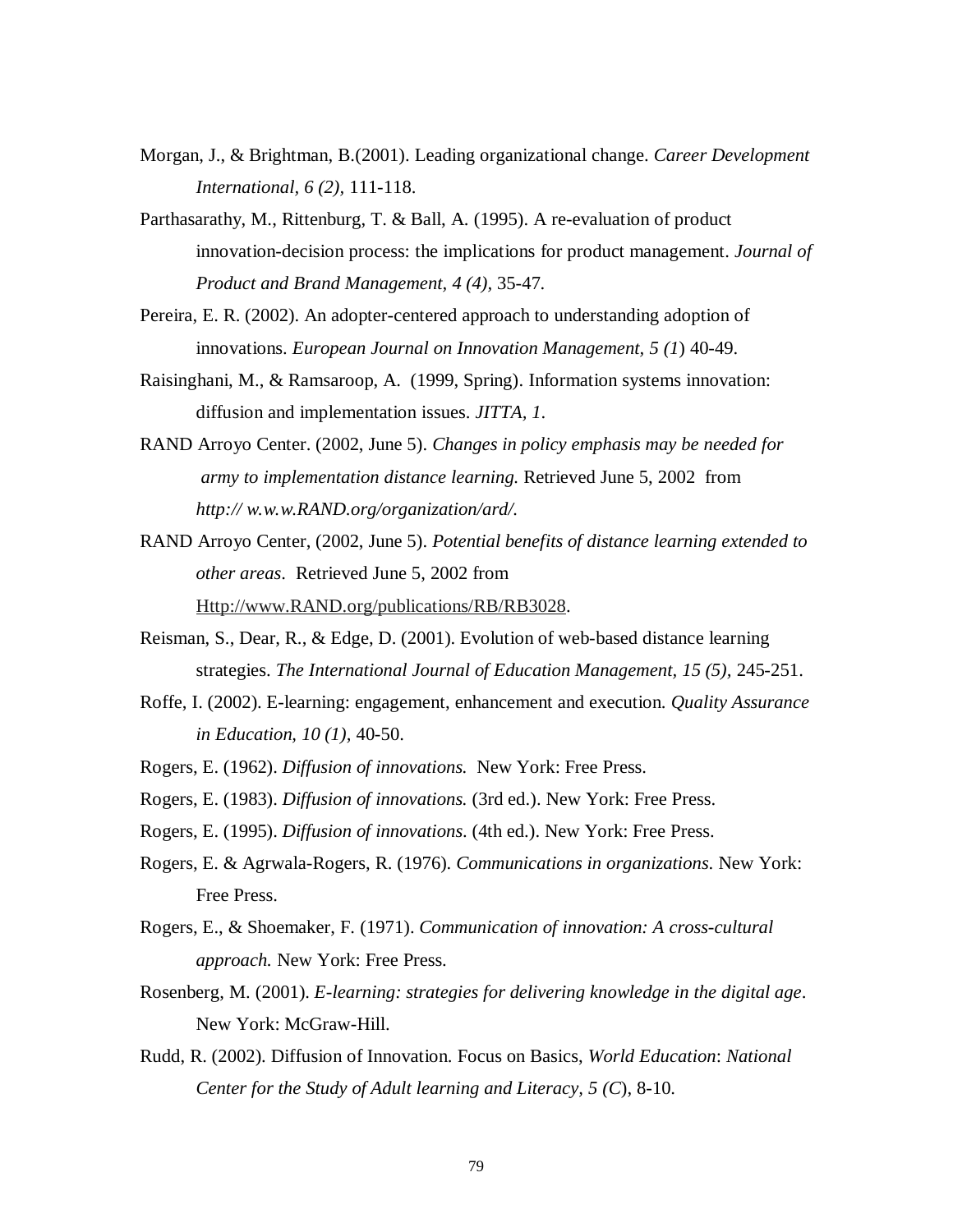Morgan, J., & Brightman, B.(2001). Leading organizational change. *Career Development International, 6 (2),* 111-118.

Parthasarathy, M., Rittenburg, T. & Ball, A. (1995). A re-evaluation of product innovation-decision process: the implications for product management. *Journal of Product and Brand Management, 4 (4),* 35-47.

Pereira, E. R. (2002). An adopter-centered approach to understanding adoption of innovations. *European Journal on Innovation Management, 5 (1*) 40-49.

Raisinghani, M., & Ramsaroop, A. (1999, Spring). Information systems innovation: diffusion and implementation issues. *JITTA, 1*.

RAND Arroyo Center. (2002, June 5). *Changes in policy emphasis may be needed for army to implementation distance learning.* Retrieved June 5, 2002 from *http:// w.w.w.RAND.org/organization/ard/.*

RAND Arroyo Center, (2002, June 5). *Potential benefits of distance learning extended to other areas*. Retrieved June 5, 2002 from Http://www.RAND.org/publications/RB/RB3028.

Reisman, S., Dear, R., & Edge, D. (2001). Evolution of web-based distance learning strategies. *The International Journal of Education Management, 15 (5),* 245-251.

Roffe, I. (2002). E-learning: engagement, enhancement and execution. *Quality Assurance in Education, 10 (1),* 40-50.

Rogers, E. (1962). *Diffusion of innovations.* New York: Free Press.

Rogers, E. (1983). *Diffusion of innovations.* (3rd ed.). New York: Free Press.

Rogers, E. (1995). *Diffusion of innovations*. (4th ed.). New York: Free Press.

Rogers, E. & Agrwala-Rogers, R. (1976). *Communications in organizations*. New York: Free Press.

Rogers, E., & Shoemaker, F. (1971). *Communication of innovation: A cross-cultural approach.* New York: Free Press.

Rosenberg, M. (2001). *E-learning: strategies for delivering knowledge in the digital age*. New York: McGraw-Hill.

Rudd, R. (2002). Diffusion of Innovation. Focus on Basics, *World Education*: *National Center for the Study of Adult learning and Literacy, 5 (C*), 8-10.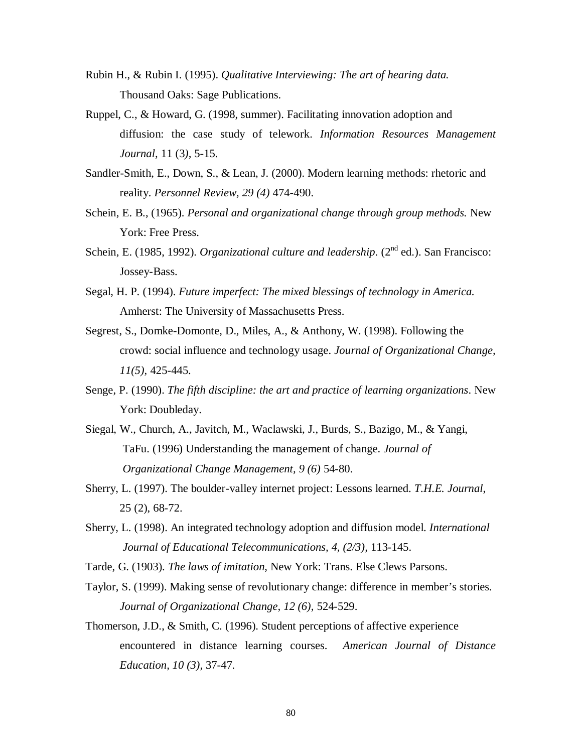Rubin H., & Rubin I. (1995). *Qualitative Interviewing: The art of hearing data.* Thousand Oaks: Sage Publications.

Ruppel, C., & Howard, G. (1998, summer). Facilitating innovation adoption and diffusion: the case study of telework. *Information Resources Management Journal,* 11 (3*)*, 5-15.

Sandler-Smith, E., Down, S., & Lean, J. (2000). Modern learning methods: rhetoric and reality. *Personnel Review, 29 (4)* 474-490.

Schein, E. B., (1965). *Personal and organizational change through group methods.* New York: Free Press.

Schein, E. (1985, 1992). *Organizational culture and leadership.* (2nd ed.). San Francisco: Jossey-Bass.

Segal, H. P. (1994). *Future imperfect: The mixed blessings of technology in America.* Amherst: The University of Massachusetts Press.

Segrest, S., Domke-Domonte, D., Miles, A., & Anthony, W. (1998). Following the crowd: social influence and technology usage. *Journal of Organizational Change, 11(5)*, 425-445.

Senge, P. (1990). *The fifth discipline: the art and practice of learning organizations*. New York: Doubleday.

Siegal, W., Church, A., Javitch, M., Waclawski, J., Burds, S., Bazigo, M., & Yangi, TaFu. (1996) Understanding the management of change. *Journal of Organizational Change Management, 9 (6)* 54-80.

Sherry, L. (1997). The boulder-valley internet project: Lessons learned. *T.H.E. Journal*, 25 (2), 68-72.

Sherry, L. (1998). An integrated technology adoption and diffusion model. *International Journal of Educational Telecommunications, 4, (2/3)*, 113-145.

Tarde, G. (1903). *The laws of imitation*, New York: Trans. Else Clews Parsons.

Taylor, S. (1999). Making sense of revolutionary change: difference in member's stories. *Journal of Organizational Change, 12 (6)*, 524-529.

Thomerson, J.D., & Smith, C. (1996). Student perceptions of affective experience encountered in distance learning courses. *American Journal of Distance Education, 10 (3)*, 37-47.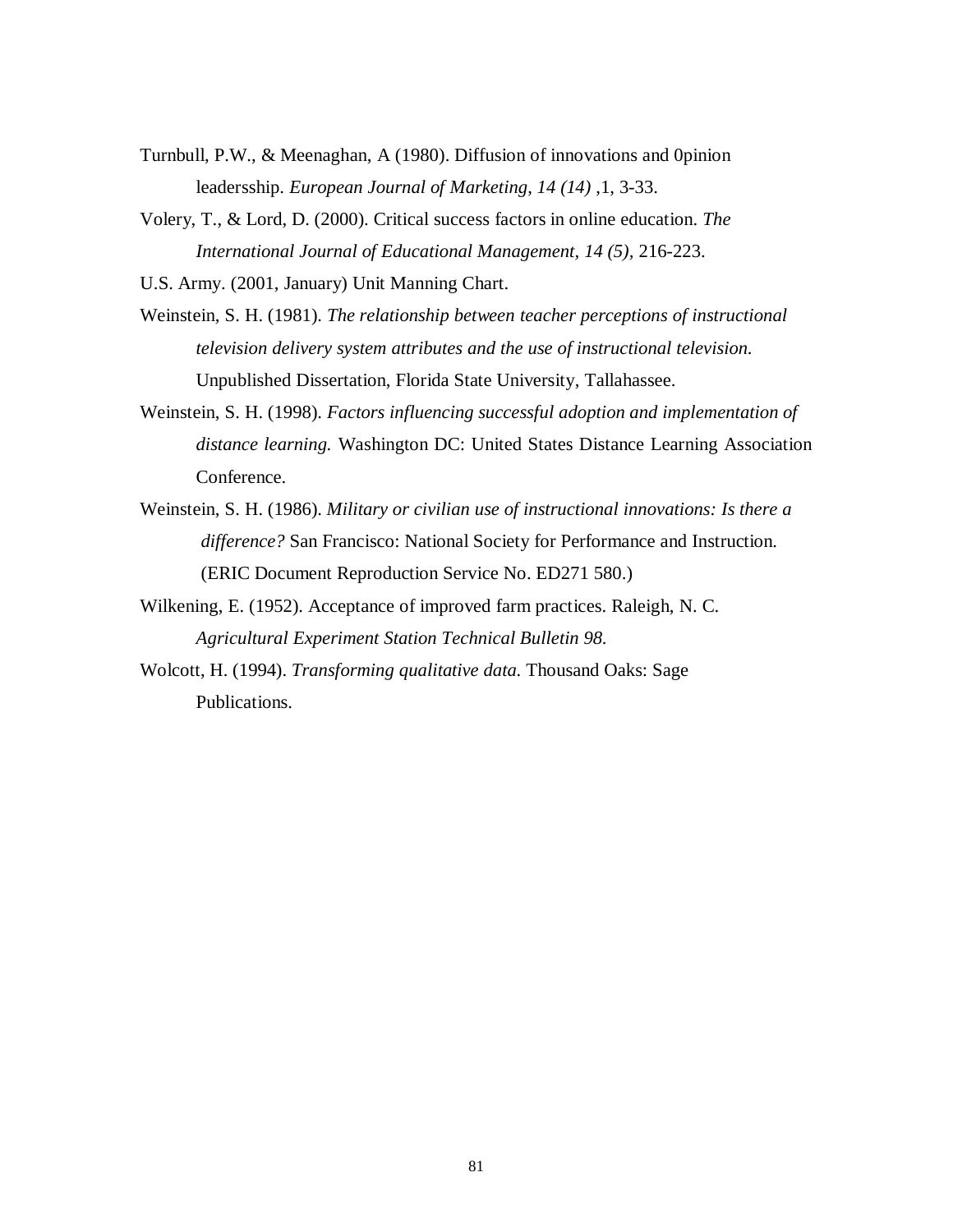Turnbull, P.W., & Meenaghan, A (1980). Diffusion of innovations and 0pinion leadersship. *European Journal of Marketing, 14 (14)* ,1, 3-33.

Volery, T., & Lord, D. (2000). Critical success factors in online education. *The International Journal of Educational Management, 14 (5),* 216-223.

U.S. Army. (2001, January) Unit Manning Chart.

Weinstein, S. H. (1981). *The relationship between teacher perceptions of instructional television delivery system attributes and the use of instructional television.* Unpublished Dissertation, Florida State University, Tallahassee.

Weinstein, S. H. (1998). *Factors influencing successful adoption and implementation of distance learning.* Washington DC: United States Distance Learning Association Conference.

Weinstein, S. H. (1986). *Military or civilian use of instructional innovations: Is there a difference?* San Francisco: National Society for Performance and Instruction. (ERIC Document Reproduction Service No. ED271 580.)

Wilkening, E. (1952). Acceptance of improved farm practices. Raleigh, N. C. *Agricultural Experiment Station Technical Bulletin 98.*

Wolcott, H. (1994). *Transforming qualitative data.* Thousand Oaks: Sage Publications.